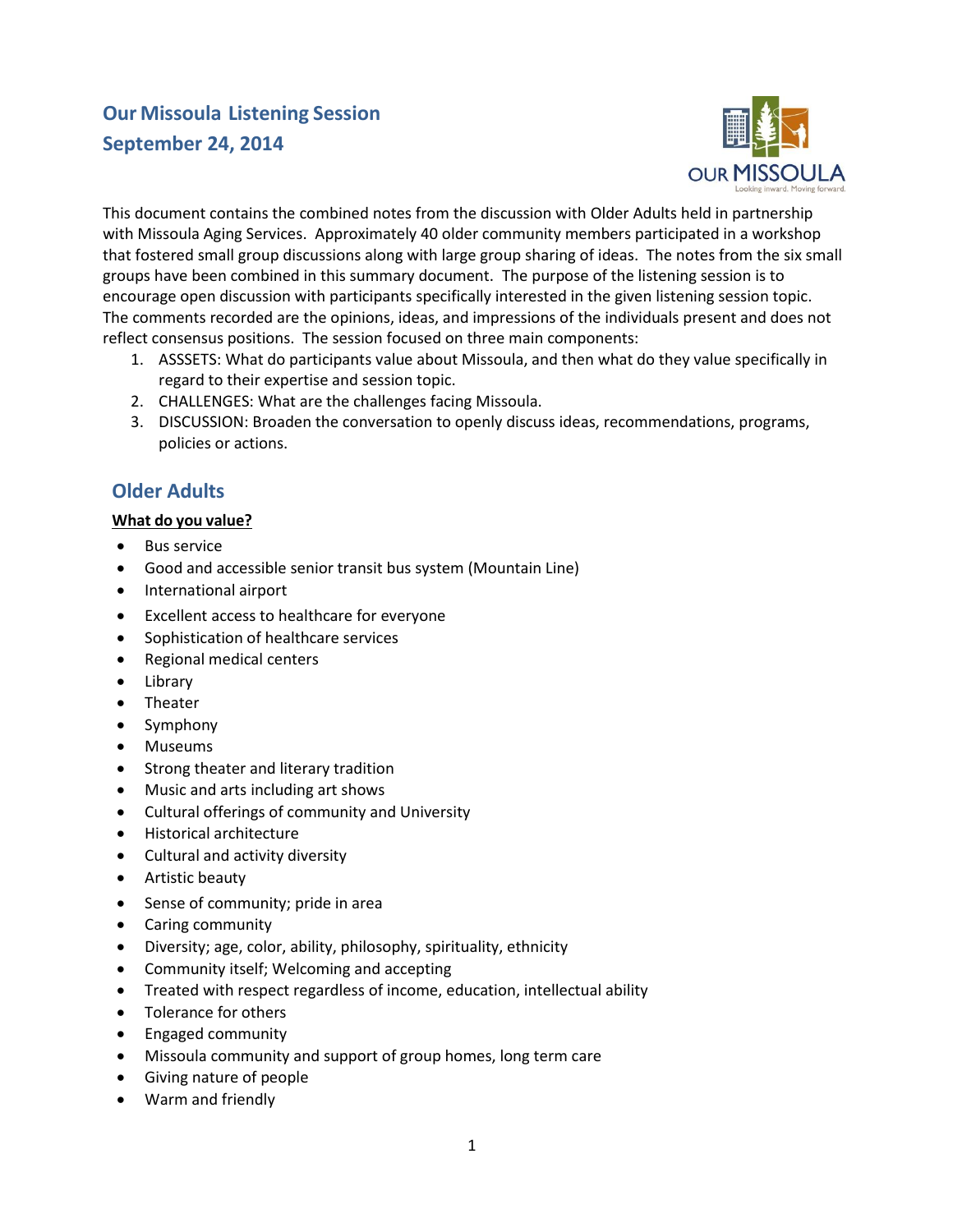# Our Missoula Listening Session
# September 24, 2014

This document contains the combined notes from the discussion with Older Adults held in partnership with Missoula Aging Services. Approximately 40 older community members participated in a workshop that fostered small group discussions along with large group sharing of ideas. The notes from the six small groups have been combined in this summary document. The purpose of the listening session is to encourage open discussion with participants specifically interested in the given listening session topic. The comments recorded are the opinions, ideas, and impressions of the individuals present and does not reflect consensus positions. The session focused on three main components:

1. ASSSETS: What do participants value about Missoula, and then what do they value specifically in regard to their expertise and session topic.
2. CHALLENGES: What are the challenges facing Missoula.
3. DISCUSSION: Broaden the conversation to openly discuss ideas, recommendations, programs, policies or actions.

## Older Adults

**<u>What do you value?</u>**

- Bus service
- Good and accessible senior transit bus system (Mountain Line)
- International airport
- Excellent access to healthcare for everyone
- Sophistication of healthcare services
- Regional medical centers
- Library
- Theater
- Symphony
- Museums
- Strong theater and literary tradition
- Music and arts including art shows
- Cultural offerings of community and University
- Historical architecture
- Cultural and activity diversity
- Artistic beauty
- Sense of community; pride in area
- Caring community
- Diversity; age, color, ability, philosophy, spirituality, ethnicity
- Community itself; Welcoming and accepting
- Treated with respect regardless of income, education, intellectual ability
- Tolerance for others
- Engaged community
- Missoula community and support of group homes, long term care
- Giving nature of people
- Warm and friendly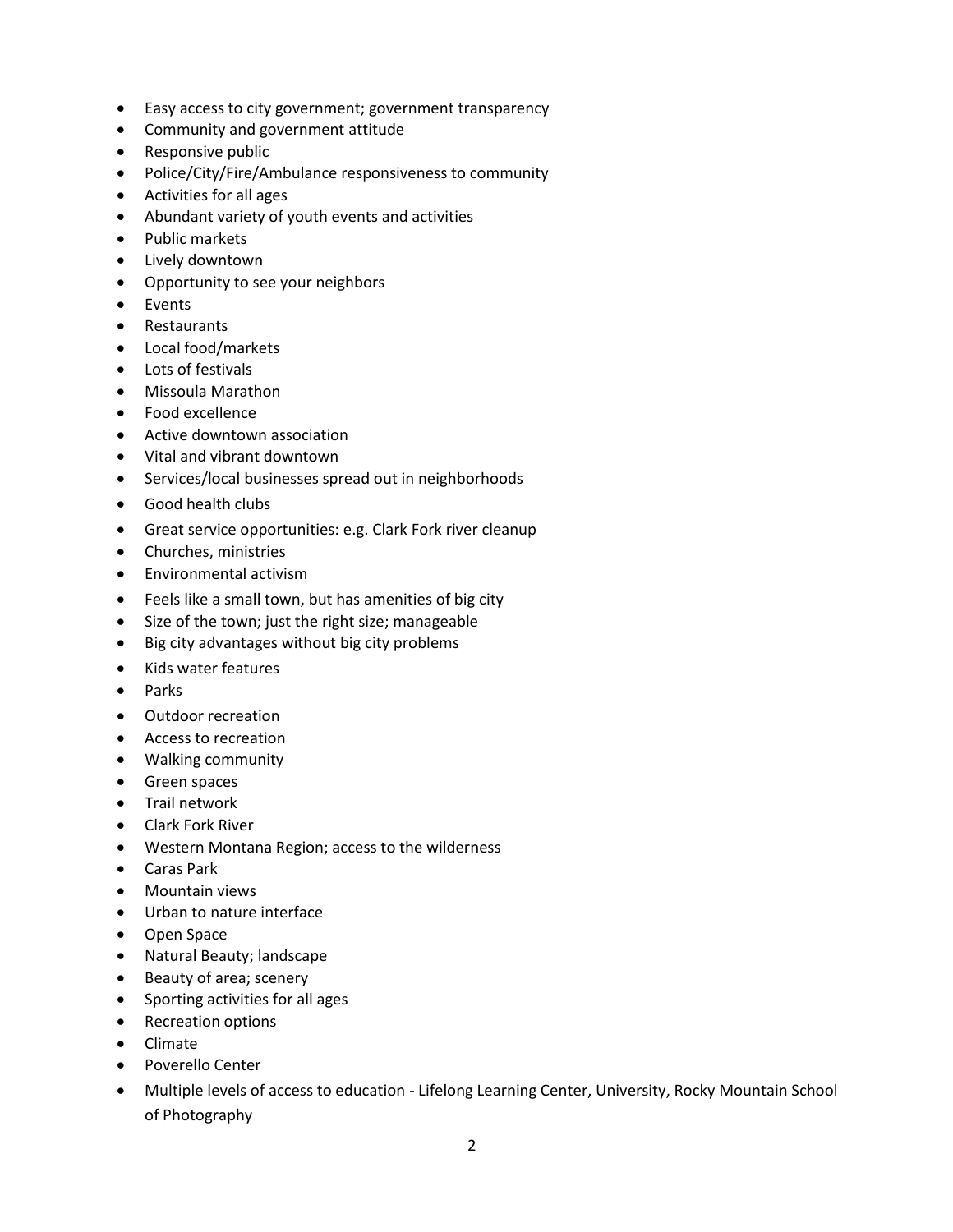- Easy access to city government; government transparency
- Community and government attitude
- Responsive public
- Police/City/Fire/Ambulance responsiveness to community
- Activities for all ages
- Abundant variety of youth events and activities
- Public markets
- Lively downtown
- Opportunity to see your neighbors
- Events
- Restaurants
- Local food/markets
- Lots of festivals
- Missoula Marathon
- Food excellence
- Active downtown association
- Vital and vibrant downtown
- Services/local businesses spread out in neighborhoods
- Good health clubs
- Great service opportunities: e.g. Clark Fork river cleanup
- Churches, ministries
- Environmental activism
- Feels like a small town, but has amenities of big city
- Size of the town; just the right size; manageable
- Big city advantages without big city problems
- Kids water features
- Parks
- Outdoor recreation
- Access to recreation
- Walking community
- Green spaces
- Trail network
- Clark Fork River
- Western Montana Region; access to the wilderness
- Caras Park
- Mountain views
- Urban to nature interface
- Open Space
- Natural Beauty; landscape
- Beauty of area; scenery
- Sporting activities for all ages
- Recreation options
- Climate
- Poverello Center
- Multiple levels of access to education - Lifelong Learning Center, University, Rocky Mountain School of Photography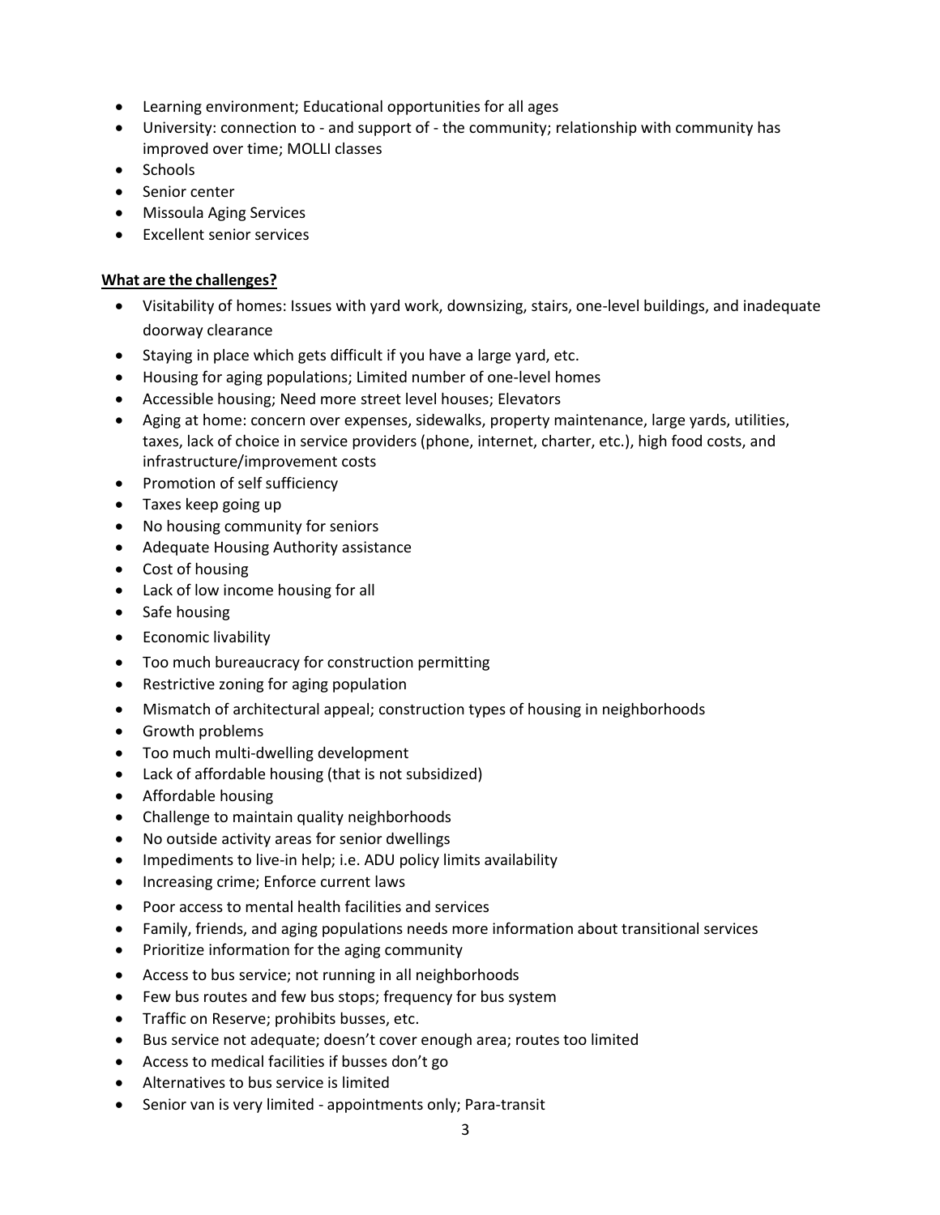- Learning environment; Educational opportunities for all ages
- University: connection to - and support of - the community; relationship with community has improved over time; MOLLI classes
- Schools
- Senior center
- Missoula Aging Services
- Excellent senior services

**What are the challenges?**

- Visitability of homes: Issues with yard work, downsizing, stairs, one-level buildings, and inadequate doorway clearance
- Staying in place which gets difficult if you have a large yard, etc.
- Housing for aging populations; Limited number of one-level homes
- Accessible housing; Need more street level houses; Elevators
- Aging at home: concern over expenses, sidewalks, property maintenance, large yards, utilities, taxes, lack of choice in service providers (phone, internet, charter, etc.), high food costs, and infrastructure/improvement costs
- Promotion of self sufficiency
- Taxes keep going up
- No housing community for seniors
- Adequate Housing Authority assistance
- Cost of housing
- Lack of low income housing for all
- Safe housing
- Economic livability
- Too much bureaucracy for construction permitting
- Restrictive zoning for aging population
- Mismatch of architectural appeal; construction types of housing in neighborhoods
- Growth problems
- Too much multi-dwelling development
- Lack of affordable housing (that is not subsidized)
- Affordable housing
- Challenge to maintain quality neighborhoods
- No outside activity areas for senior dwellings
- Impediments to live-in help; i.e. ADU policy limits availability
- Increasing crime; Enforce current laws
- Poor access to mental health facilities and services
- Family, friends, and aging populations needs more information about transitional services
- Prioritize information for the aging community
- Access to bus service; not running in all neighborhoods
- Few bus routes and few bus stops; frequency for bus system
- Traffic on Reserve; prohibits busses, etc.
- Bus service not adequate; doesn't cover enough area; routes too limited
- Access to medical facilities if busses don't go
- Alternatives to bus service is limited
- Senior van is very limited - appointments only; Para-transit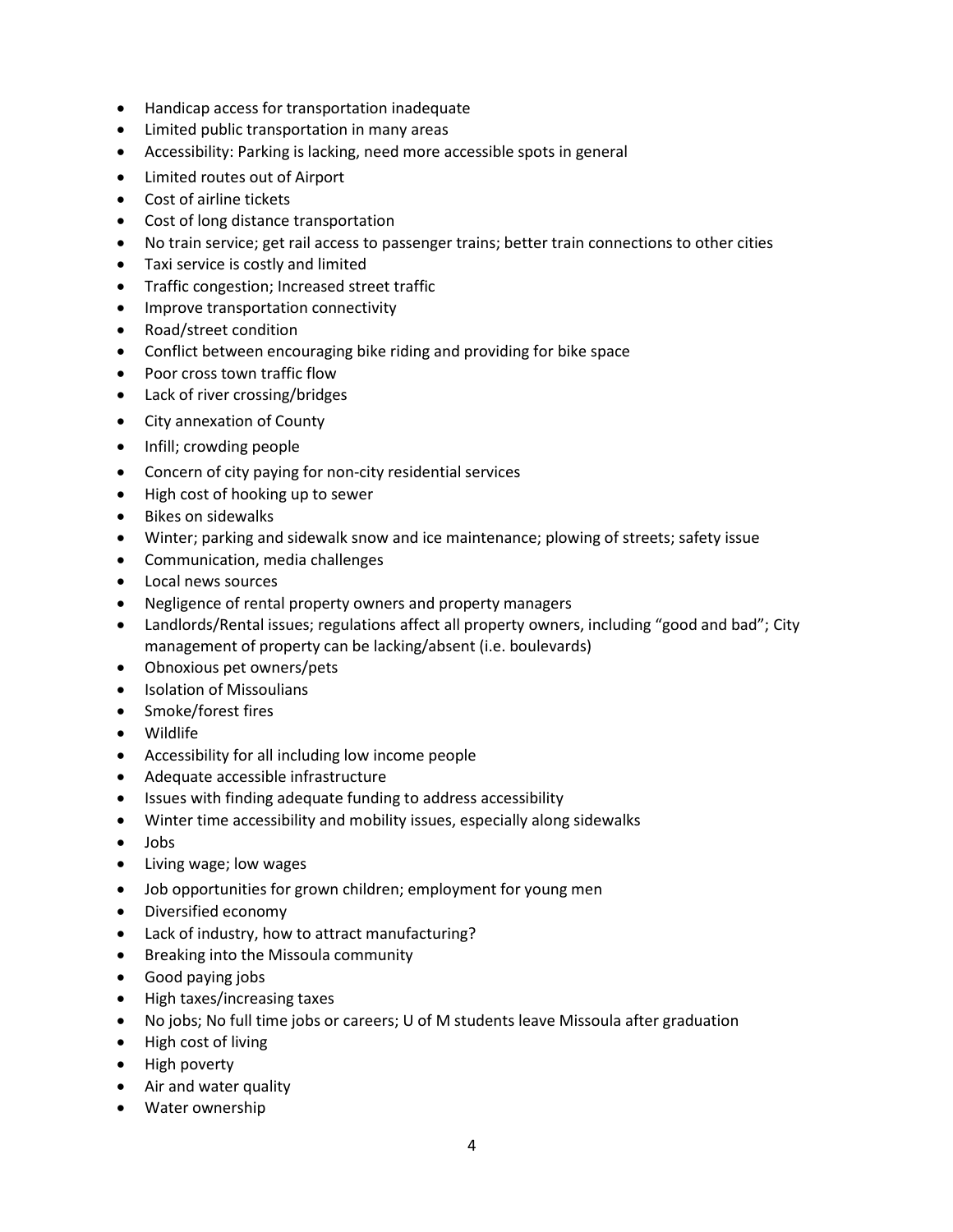- Handicap access for transportation inadequate
- Limited public transportation in many areas
- Accessibility: Parking is lacking, need more accessible spots in general
- Limited routes out of Airport
- Cost of airline tickets
- Cost of long distance transportation
- No train service; get rail access to passenger trains; better train connections to other cities
- Taxi service is costly and limited
- Traffic congestion; Increased street traffic
- Improve transportation connectivity
- Road/street condition
- Conflict between encouraging bike riding and providing for bike space
- Poor cross town traffic flow
- Lack of river crossing/bridges
- City annexation of County
- Infill; crowding people
- Concern of city paying for non-city residential services
- High cost of hooking up to sewer
- Bikes on sidewalks
- Winter; parking and sidewalk snow and ice maintenance; plowing of streets; safety issue
- Communication, media challenges
- Local news sources
- Negligence of rental property owners and property managers
- Landlords/Rental issues; regulations affect all property owners, including "good and bad"; City management of property can be lacking/absent (i.e. boulevards)
- Obnoxious pet owners/pets
- Isolation of Missoulians
- Smoke/forest fires
- Wildlife
- Accessibility for all including low income people
- Adequate accessible infrastructure
- Issues with finding adequate funding to address accessibility
- Winter time accessibility and mobility issues, especially along sidewalks
- Jobs
- Living wage; low wages
- Job opportunities for grown children; employment for young men
- Diversified economy
- Lack of industry, how to attract manufacturing?
- Breaking into the Missoula community
- Good paying jobs
- High taxes/increasing taxes
- No jobs; No full time jobs or careers; U of M students leave Missoula after graduation
- High cost of living
- High poverty
- Air and water quality
- Water ownership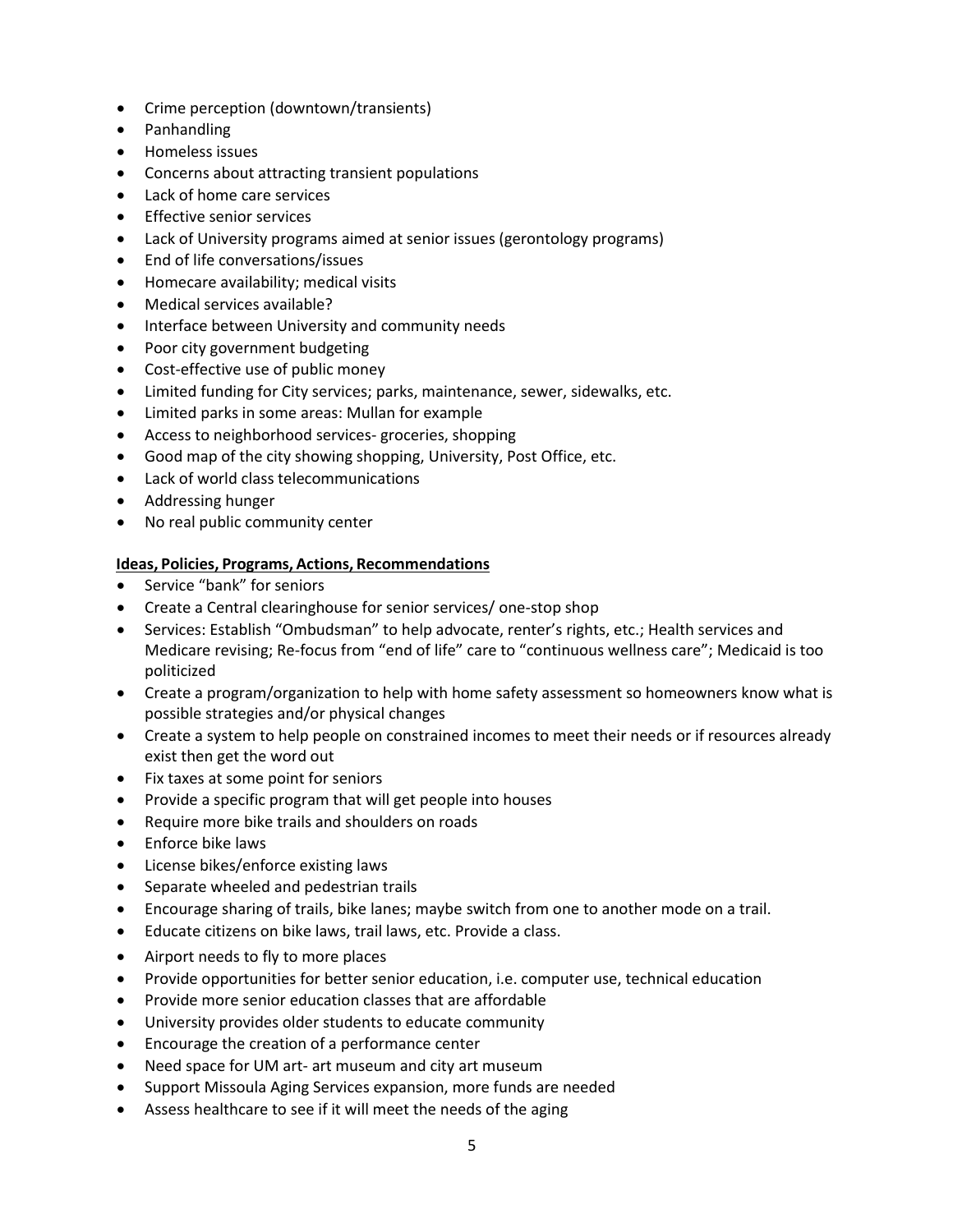- Crime perception (downtown/transients)
- Panhandling
- Homeless issues
- Concerns about attracting transient populations
- Lack of home care services
- Effective senior services
- Lack of University programs aimed at senior issues (gerontology programs)
- End of life conversations/issues
- Homecare availability; medical visits
- Medical services available?
- Interface between University and community needs
- Poor city government budgeting
- Cost-effective use of public money
- Limited funding for City services; parks, maintenance, sewer, sidewalks, etc.
- Limited parks in some areas: Mullan for example
- Access to neighborhood services- groceries, shopping
- Good map of the city showing shopping, University, Post Office, etc.
- Lack of world class telecommunications
- Addressing hunger
- No real public community center

**Ideas, Policies, Programs, Actions, Recommendations**

- Service "bank" for seniors
- Create a Central clearinghouse for senior services/ one-stop shop
- Services: Establish "Ombudsman" to help advocate, renter's rights, etc.; Health services and Medicare revising; Re-focus from "end of life" care to "continuous wellness care"; Medicaid is too politicized
- Create a program/organization to help with home safety assessment so homeowners know what is possible strategies and/or physical changes
- Create a system to help people on constrained incomes to meet their needs or if resources already exist then get the word out
- Fix taxes at some point for seniors
- Provide a specific program that will get people into houses
- Require more bike trails and shoulders on roads
- Enforce bike laws
- License bikes/enforce existing laws
- Separate wheeled and pedestrian trails
- Encourage sharing of trails, bike lanes; maybe switch from one to another mode on a trail.
- Educate citizens on bike laws, trail laws, etc. Provide a class.
- Airport needs to fly to more places
- Provide opportunities for better senior education, i.e. computer use, technical education
- Provide more senior education classes that are affordable
- University provides older students to educate community
- Encourage the creation of a performance center
- Need space for UM art- art museum and city art museum
- Support Missoula Aging Services expansion, more funds are needed
- Assess healthcare to see if it will meet the needs of the aging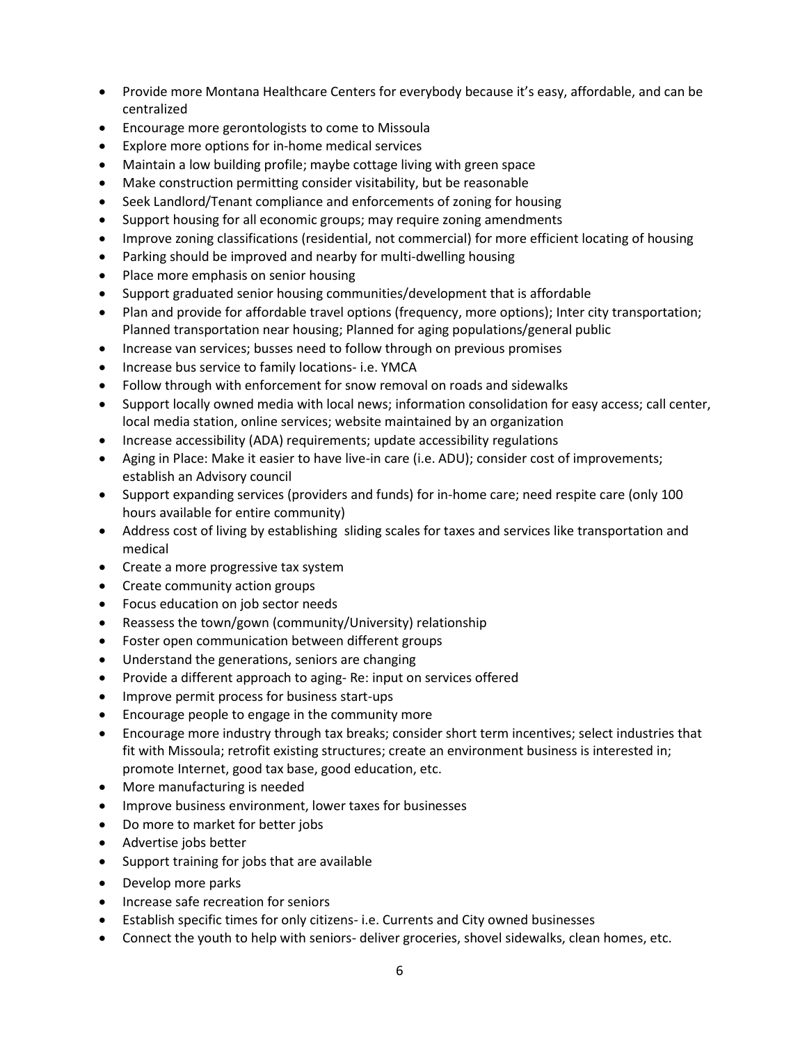- Provide more Montana Healthcare Centers for everybody because it's easy, affordable, and can be centralized
- Encourage more gerontologists to come to Missoula
- Explore more options for in-home medical services
- Maintain a low building profile; maybe cottage living with green space
- Make construction permitting consider visitability, but be reasonable
- Seek Landlord/Tenant compliance and enforcements of zoning for housing
- Support housing for all economic groups; may require zoning amendments
- Improve zoning classifications (residential, not commercial) for more efficient locating of housing
- Parking should be improved and nearby for multi-dwelling housing
- Place more emphasis on senior housing
- Support graduated senior housing communities/development that is affordable
- Plan and provide for affordable travel options (frequency, more options); Inter city transportation; Planned transportation near housing; Planned for aging populations/general public
- Increase van services; busses need to follow through on previous promises
- Increase bus service to family locations- i.e. YMCA
- Follow through with enforcement for snow removal on roads and sidewalks
- Support locally owned media with local news; information consolidation for easy access; call center, local media station, online services; website maintained by an organization
- Increase accessibility (ADA) requirements; update accessibility regulations
- Aging in Place: Make it easier to have live-in care (i.e. ADU); consider cost of improvements; establish an Advisory council
- Support expanding services (providers and funds) for in-home care; need respite care (only 100 hours available for entire community)
- Address cost of living by establishing sliding scales for taxes and services like transportation and medical
- Create a more progressive tax system
- Create community action groups
- Focus education on job sector needs
- Reassess the town/gown (community/University) relationship
- Foster open communication between different groups
- Understand the generations, seniors are changing
- Provide a different approach to aging- Re: input on services offered
- Improve permit process for business start-ups
- Encourage people to engage in the community more
- Encourage more industry through tax breaks; consider short term incentives; select industries that fit with Missoula; retrofit existing structures; create an environment business is interested in; promote Internet, good tax base, good education, etc.
- More manufacturing is needed
- Improve business environment, lower taxes for businesses
- Do more to market for better jobs
- Advertise jobs better
- Support training for jobs that are available
- Develop more parks
- Increase safe recreation for seniors
- Establish specific times for only citizens- i.e. Currents and City owned businesses
- Connect the youth to help with seniors- deliver groceries, shovel sidewalks, clean homes, etc.